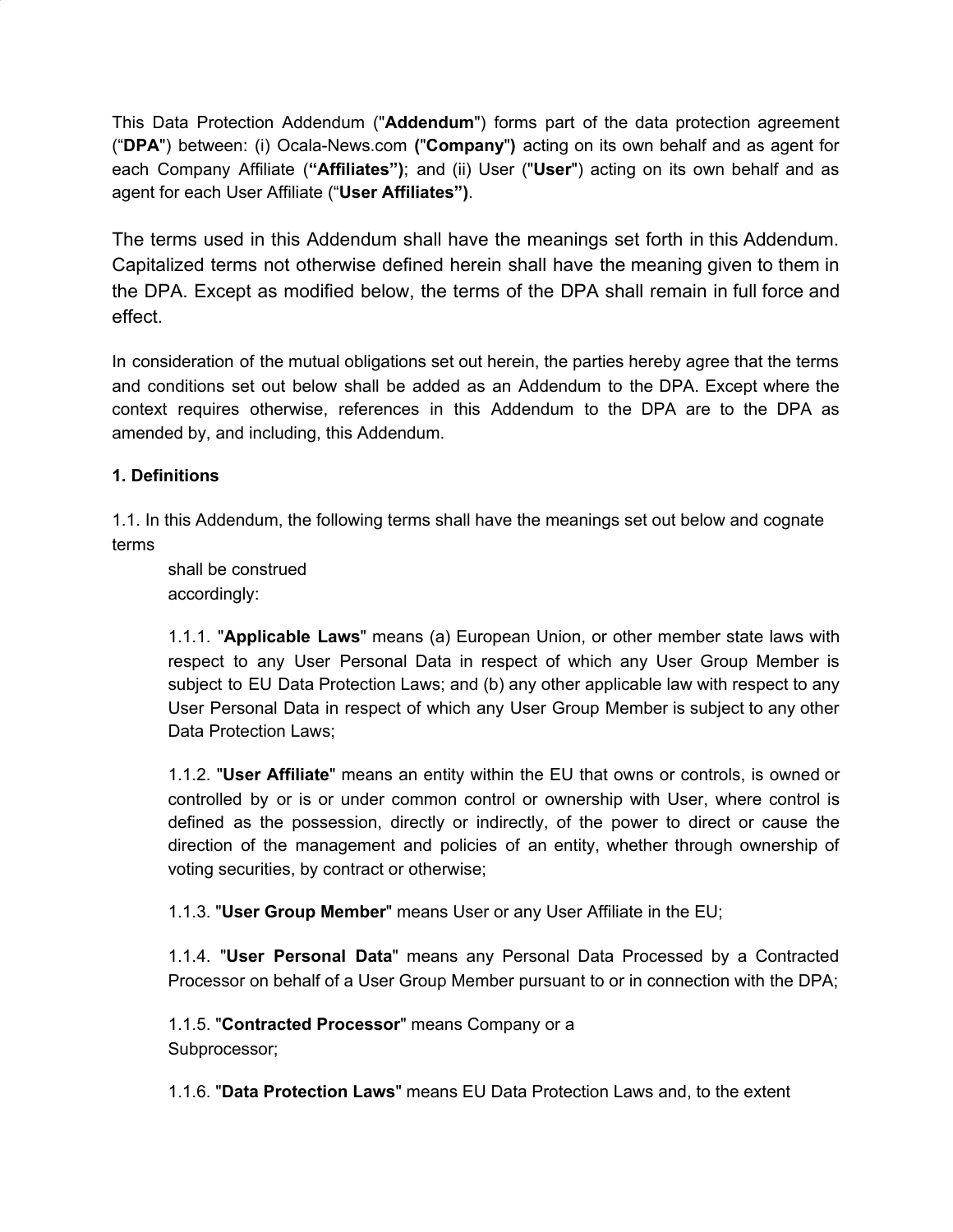This Data Protection Addendum ("**Addendum**") forms part of the data protection agreement ("**DPA**") between: (i) Ocala-News.com **("Company")** acting on its own behalf and as agent for each Company Affiliate (**"Affiliates")**; and (ii) User ("**User**") acting on its own behalf and as agent for each User Affiliate ("**User Affiliates")**.

The terms used in this Addendum shall have the meanings set forth in this Addendum. Capitalized terms not otherwise defined herein shall have the meaning given to them in the DPA. Except as modified below, the terms of the DPA shall remain in full force and effect.

In consideration of the mutual obligations set out herein, the parties hereby agree that the terms and conditions set out below shall be added as an Addendum to the DPA. Except where the context requires otherwise, references in this Addendum to the DPA are to the DPA as amended by, and including, this Addendum.

**1. Definitions**

1.1. In this Addendum, the following terms shall have the meanings set out below and cognate terms shall be construed accordingly:

1.1.1. "**Applicable Laws**" means (a) European Union, or other member state laws with respect to any User Personal Data in respect of which any User Group Member is subject to EU Data Protection Laws; and (b) any other applicable law with respect to any User Personal Data in respect of which any User Group Member is subject to any other Data Protection Laws;

1.1.2. "**User Affiliate**" means an entity within the EU that owns or controls, is owned or controlled by or is or under common control or ownership with User, where control is defined as the possession, directly or indirectly, of the power to direct or cause the direction of the management and policies of an entity, whether through ownership of voting securities, by contract or otherwise;

1.1.3. "**User Group Member**" means User or any User Affiliate in the EU;

1.1.4. "**User Personal Data**" means any Personal Data Processed by a Contracted Processor on behalf of a User Group Member pursuant to or in connection with the DPA;

1.1.5. "**Contracted Processor**" means Company or a Subprocessor;

1.1.6. "**Data Protection Laws**" means EU Data Protection Laws and, to the extent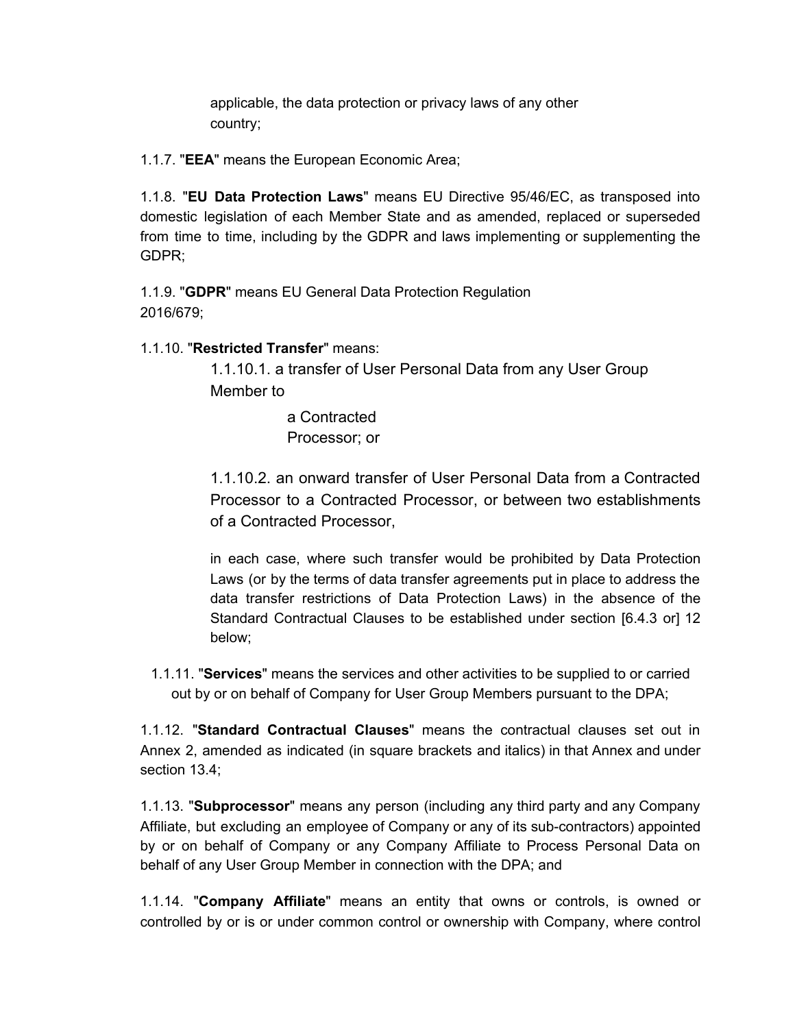applicable, the data protection or privacy laws of any other country;

1.1.7. "**EEA**" means the European Economic Area;

1.1.8. "**EU Data Protection Laws**" means EU Directive 95/46/EC, as transposed into domestic legislation of each Member State and as amended, replaced or superseded from time to time, including by the GDPR and laws implementing or supplementing the GDPR;

1.1.9. "**GDPR**" means EU General Data Protection Regulation 2016/679;

1.1.10. "**Restricted Transfer**" means:

1.1.10.1. a transfer of User Personal Data from any User Group Member to

a Contracted Processor; or

1.1.10.2. an onward transfer of User Personal Data from a Contracted Processor to a Contracted Processor, or between two establishments of a Contracted Processor,

in each case, where such transfer would be prohibited by Data Protection Laws (or by the terms of data transfer agreements put in place to address the data transfer restrictions of Data Protection Laws) in the absence of the Standard Contractual Clauses to be established under section [6.4.3 or] 12 below;

1.1.11. "**Services**" means the services and other activities to be supplied to or carried out by or on behalf of Company for User Group Members pursuant to the DPA;

1.1.12. "**Standard Contractual Clauses**" means the contractual clauses set out in Annex 2, amended as indicated (in square brackets and italics) in that Annex and under section 13.4;

1.1.13. "**Subprocessor**" means any person (including any third party and any Company Affiliate, but excluding an employee of Company or any of its sub-contractors) appointed by or on behalf of Company or any Company Affiliate to Process Personal Data on behalf of any User Group Member in connection with the DPA; and

1.1.14. "**Company Affiliate**" means an entity that owns or controls, is owned or controlled by or is or under common control or ownership with Company, where control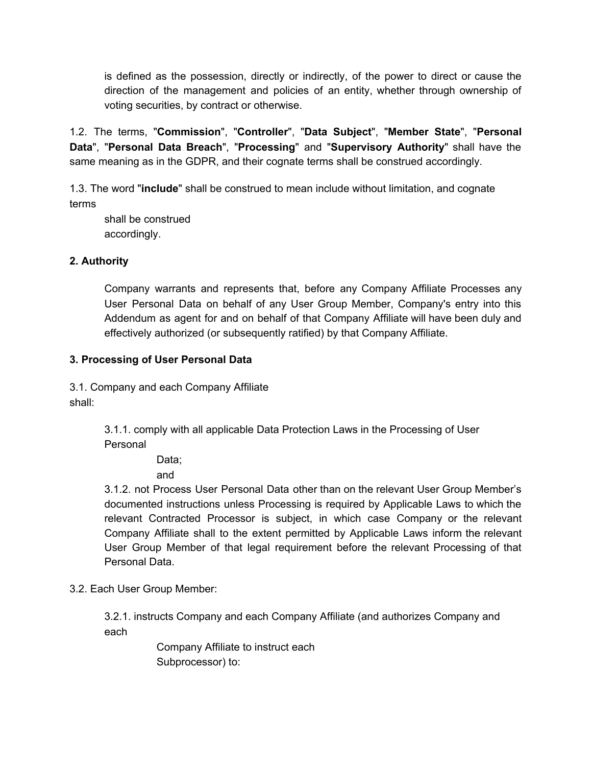is defined as the possession, directly or indirectly, of the power to direct or cause the direction of the management and policies of an entity, whether through ownership of voting securities, by contract or otherwise.

1.2. The terms, "**Commission**", "**Controller**", "**Data Subject**", "**Member State**", "**Personal Data**", "**Personal Data Breach**", "**Processing**" and "**Supervisory Authority**" shall have the same meaning as in the GDPR, and their cognate terms shall be construed accordingly.

1.3. The word "**include**" shall be construed to mean include without limitation, and cognate terms shall be construed accordingly.

**2. Authority**

Company warrants and represents that, before any Company Affiliate Processes any User Personal Data on behalf of any User Group Member, Company's entry into this Addendum as agent for and on behalf of that Company Affiliate will have been duly and effectively authorized (or subsequently ratified) by that Company Affiliate.

**3. Processing of User Personal Data**

3.1. Company and each Company Affiliate shall:

3.1.1. comply with all applicable Data Protection Laws in the Processing of User Personal Data; and

3.1.2. not Process User Personal Data other than on the relevant User Group Member's documented instructions unless Processing is required by Applicable Laws to which the relevant Contracted Processor is subject, in which case Company or the relevant Company Affiliate shall to the extent permitted by Applicable Laws inform the relevant User Group Member of that legal requirement before the relevant Processing of that Personal Data.

3.2. Each User Group Member:

3.2.1. instructs Company and each Company Affiliate (and authorizes Company and each Company Affiliate to instruct each Subprocessor) to: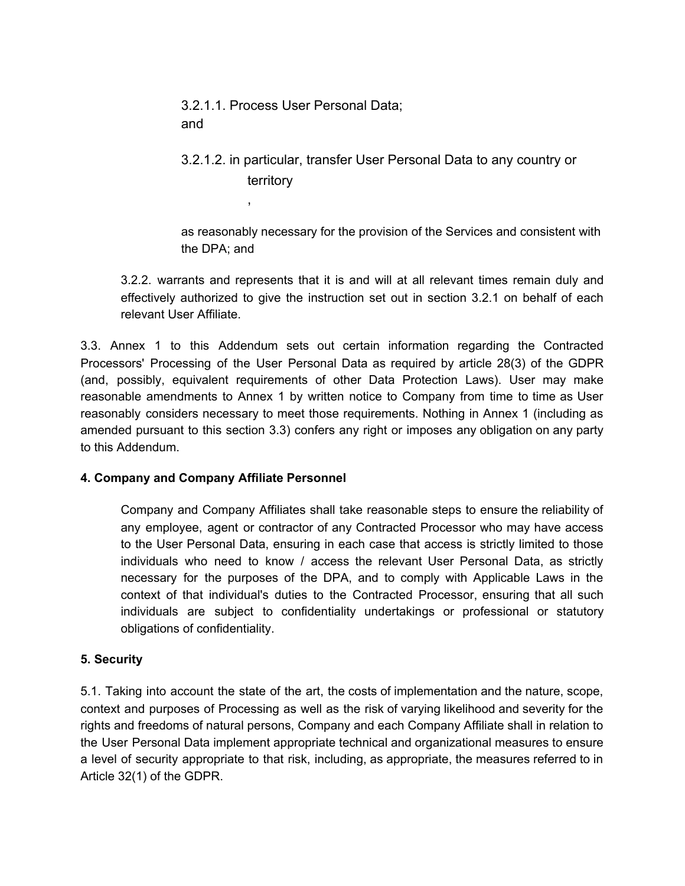3.2.1.1. Process User Personal Data;
and

3.2.1.2. in particular, transfer User Personal Data to any country or territory
,

as reasonably necessary for the provision of the Services and consistent with the DPA; and

3.2.2. warrants and represents that it is and will at all relevant times remain duly and effectively authorized to give the instruction set out in section 3.2.1 on behalf of each relevant User Affiliate.

3.3. Annex 1 to this Addendum sets out certain information regarding the Contracted Processors' Processing of the User Personal Data as required by article 28(3) of the GDPR (and, possibly, equivalent requirements of other Data Protection Laws). User may make reasonable amendments to Annex 1 by written notice to Company from time to time as User reasonably considers necessary to meet those requirements. Nothing in Annex 1 (including as amended pursuant to this section 3.3) confers any right or imposes any obligation on any party to this Addendum.

**4. Company and Company Affiliate Personnel**

Company and Company Affiliates shall take reasonable steps to ensure the reliability of any employee, agent or contractor of any Contracted Processor who may have access to the User Personal Data, ensuring in each case that access is strictly limited to those individuals who need to know / access the relevant User Personal Data, as strictly necessary for the purposes of the DPA, and to comply with Applicable Laws in the context of that individual's duties to the Contracted Processor, ensuring that all such individuals are subject to confidentiality undertakings or professional or statutory obligations of confidentiality.

**5. Security**

5.1. Taking into account the state of the art, the costs of implementation and the nature, scope, context and purposes of Processing as well as the risk of varying likelihood and severity for the rights and freedoms of natural persons, Company and each Company Affiliate shall in relation to the User Personal Data implement appropriate technical and organizational measures to ensure a level of security appropriate to that risk, including, as appropriate, the measures referred to in Article 32(1) of the GDPR.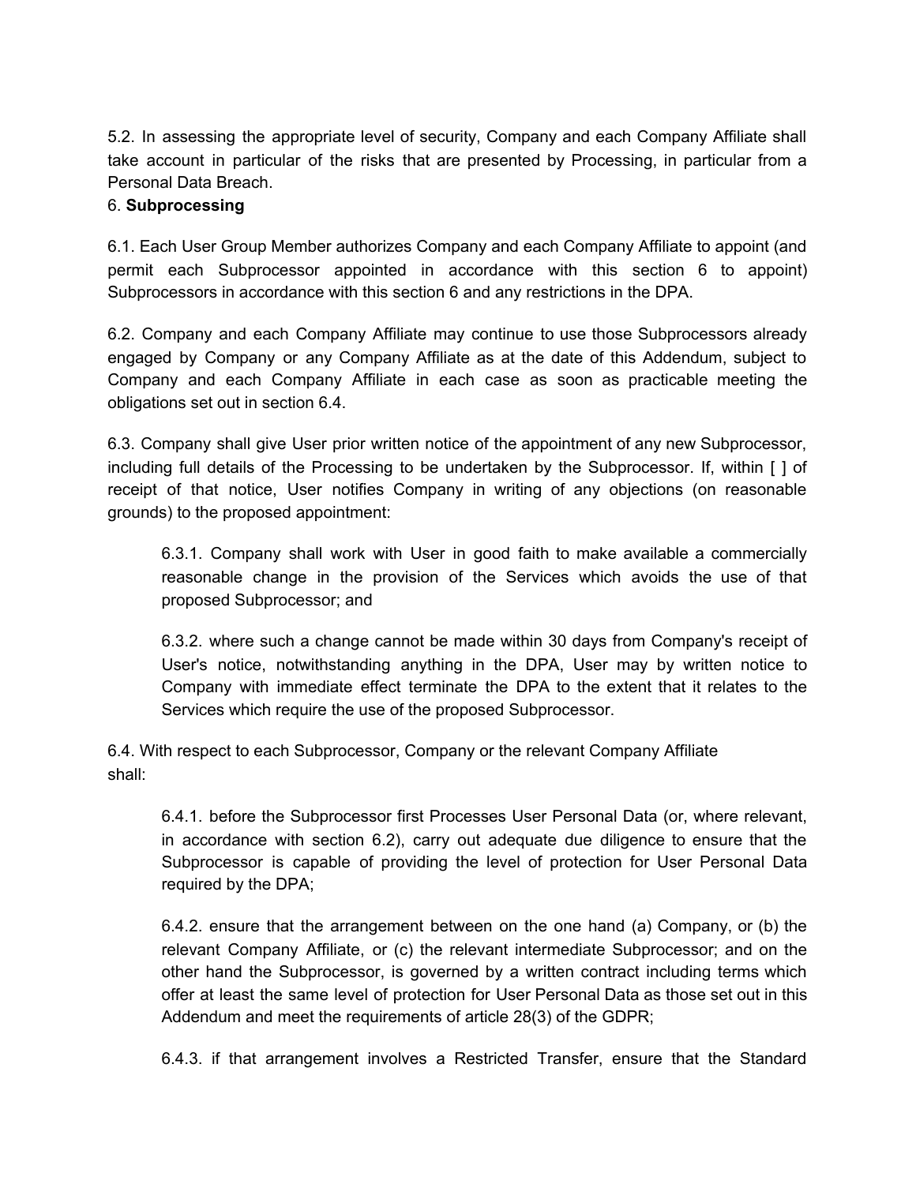5.2. In assessing the appropriate level of security, Company and each Company Affiliate shall take account in particular of the risks that are presented by Processing, in particular from a Personal Data Breach.

6. **Subprocessing**

6.1. Each User Group Member authorizes Company and each Company Affiliate to appoint (and permit each Subprocessor appointed in accordance with this section 6 to appoint) Subprocessors in accordance with this section 6 and any restrictions in the DPA.

6.2. Company and each Company Affiliate may continue to use those Subprocessors already engaged by Company or any Company Affiliate as at the date of this Addendum, subject to Company and each Company Affiliate in each case as soon as practicable meeting the obligations set out in section 6.4.

6.3. Company shall give User prior written notice of the appointment of any new Subprocessor, including full details of the Processing to be undertaken by the Subprocessor. If, within [ ] of receipt of that notice, User notifies Company in writing of any objections (on reasonable grounds) to the proposed appointment:

> 6.3.1. Company shall work with User in good faith to make available a commercially reasonable change in the provision of the Services which avoids the use of that proposed Subprocessor; and
>
> 6.3.2. where such a change cannot be made within 30 days from Company's receipt of User's notice, notwithstanding anything in the DPA, User may by written notice to Company with immediate effect terminate the DPA to the extent that it relates to the Services which require the use of the proposed Subprocessor.

6.4. With respect to each Subprocessor, Company or the relevant Company Affiliate shall:

> 6.4.1. before the Subprocessor first Processes User Personal Data (or, where relevant, in accordance with section 6.2), carry out adequate due diligence to ensure that the Subprocessor is capable of providing the level of protection for User Personal Data required by the DPA;
>
> 6.4.2. ensure that the arrangement between on the one hand (a) Company, or (b) the relevant Company Affiliate, or (c) the relevant intermediate Subprocessor; and on the other hand the Subprocessor, is governed by a written contract including terms which offer at least the same level of protection for User Personal Data as those set out in this Addendum and meet the requirements of article 28(3) of the GDPR;
>
> 6.4.3. if that arrangement involves a Restricted Transfer, ensure that the Standard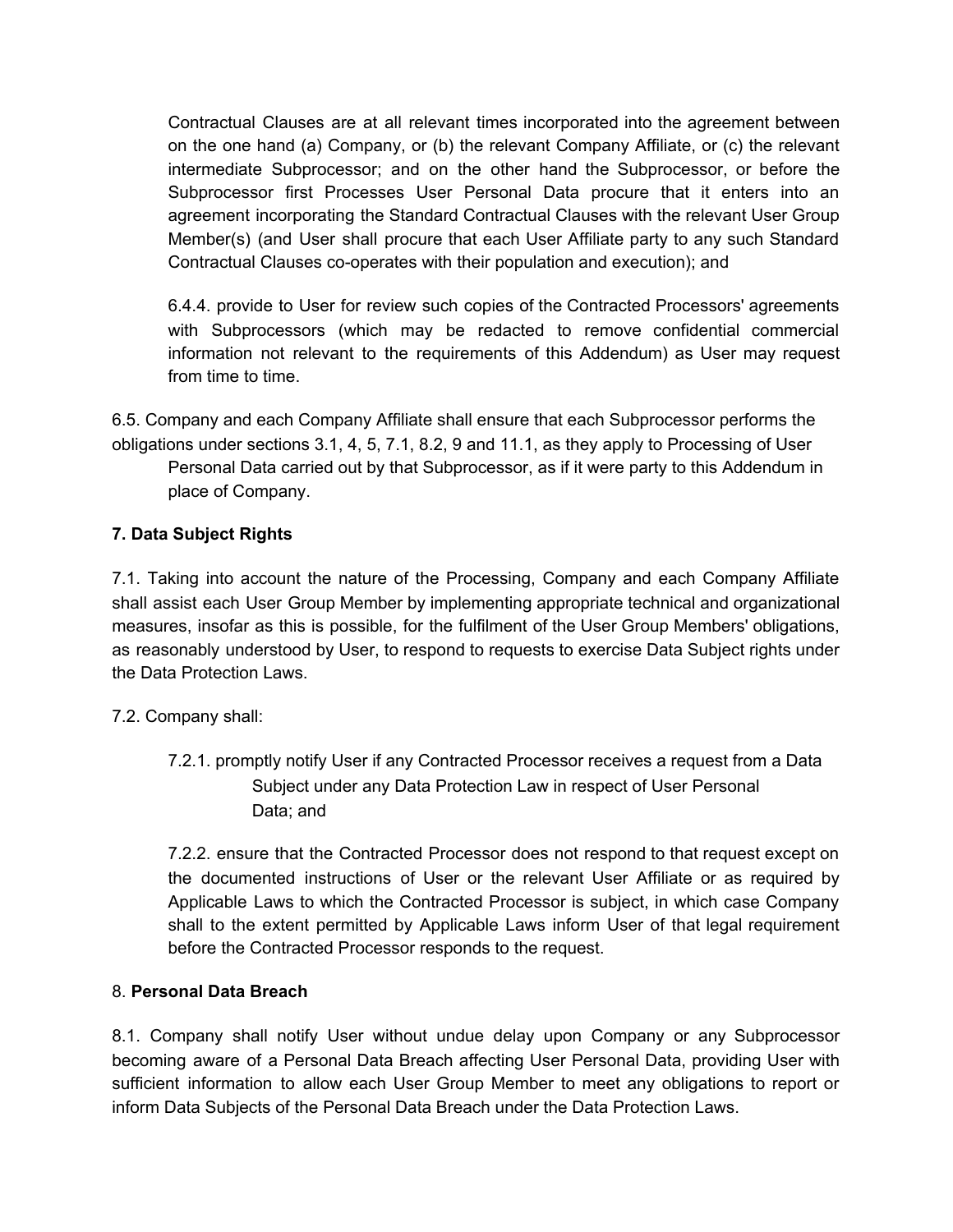Contractual Clauses are at all relevant times incorporated into the agreement between on the one hand (a) Company, or (b) the relevant Company Affiliate, or (c) the relevant intermediate Subprocessor; and on the other hand the Subprocessor, or before the Subprocessor first Processes User Personal Data procure that it enters into an agreement incorporating the Standard Contractual Clauses with the relevant User Group Member(s) (and User shall procure that each User Affiliate party to any such Standard Contractual Clauses co-operates with their population and execution); and

6.4.4. provide to User for review such copies of the Contracted Processors' agreements with Subprocessors (which may be redacted to remove confidential commercial information not relevant to the requirements of this Addendum) as User may request from time to time.

6.5. Company and each Company Affiliate shall ensure that each Subprocessor performs the obligations under sections 3.1, 4, 5, 7.1, 8.2, 9 and 11.1, as they apply to Processing of User Personal Data carried out by that Subprocessor, as if it were party to this Addendum in place of Company.

**7. Data Subject Rights**

7.1. Taking into account the nature of the Processing, Company and each Company Affiliate shall assist each User Group Member by implementing appropriate technical and organizational measures, insofar as this is possible, for the fulfilment of the User Group Members' obligations, as reasonably understood by User, to respond to requests to exercise Data Subject rights under the Data Protection Laws.

7.2. Company shall:

7.2.1. promptly notify User if any Contracted Processor receives a request from a Data Subject under any Data Protection Law in respect of User Personal Data; and

7.2.2. ensure that the Contracted Processor does not respond to that request except on the documented instructions of User or the relevant User Affiliate or as required by Applicable Laws to which the Contracted Processor is subject, in which case Company shall to the extent permitted by Applicable Laws inform User of that legal requirement before the Contracted Processor responds to the request.

8. **Personal Data Breach**

8.1. Company shall notify User without undue delay upon Company or any Subprocessor becoming aware of a Personal Data Breach affecting User Personal Data, providing User with sufficient information to allow each User Group Member to meet any obligations to report or inform Data Subjects of the Personal Data Breach under the Data Protection Laws.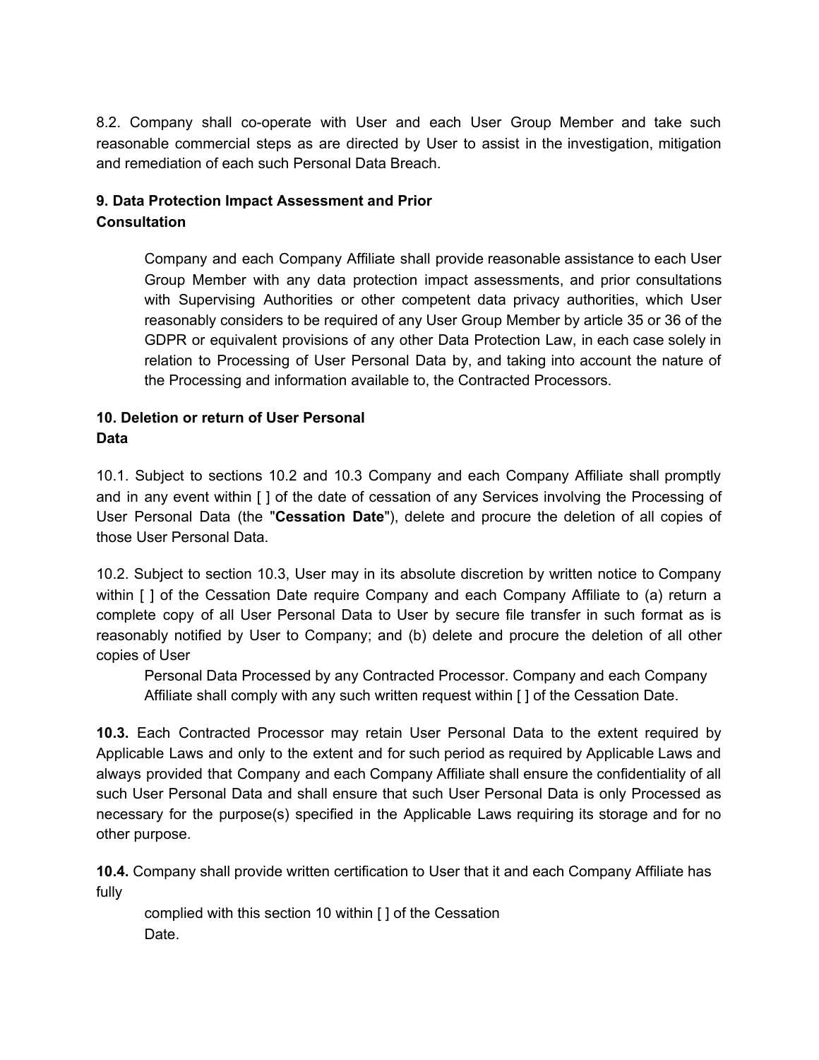8.2. Company shall co-operate with User and each User Group Member and take such reasonable commercial steps as are directed by User to assist in the investigation, mitigation and remediation of each such Personal Data Breach.

**9. Data Protection Impact Assessment and Prior Consultation**

Company and each Company Affiliate shall provide reasonable assistance to each User Group Member with any data protection impact assessments, and prior consultations with Supervising Authorities or other competent data privacy authorities, which User reasonably considers to be required of any User Group Member by article 35 or 36 of the GDPR or equivalent provisions of any other Data Protection Law, in each case solely in relation to Processing of User Personal Data by, and taking into account the nature of the Processing and information available to, the Contracted Processors.

**10. Deletion or return of User Personal Data**

10.1. Subject to sections 10.2 and 10.3 Company and each Company Affiliate shall promptly and in any event within [ ] of the date of cessation of any Services involving the Processing of User Personal Data (the "**Cessation Date**"), delete and procure the deletion of all copies of those User Personal Data.

10.2. Subject to section 10.3, User may in its absolute discretion by written notice to Company within [ ] of the Cessation Date require Company and each Company Affiliate to (a) return a complete copy of all User Personal Data to User by secure file transfer in such format as is reasonably notified by User to Company; and (b) delete and procure the deletion of all other copies of User Personal Data Processed by any Contracted Processor. Company and each Company Affiliate shall comply with any such written request within [ ] of the Cessation Date.

**10.3.** Each Contracted Processor may retain User Personal Data to the extent required by Applicable Laws and only to the extent and for such period as required by Applicable Laws and always provided that Company and each Company Affiliate shall ensure the confidentiality of all such User Personal Data and shall ensure that such User Personal Data is only Processed as necessary for the purpose(s) specified in the Applicable Laws requiring its storage and for no other purpose.

**10.4.** Company shall provide written certification to User that it and each Company Affiliate has fully complied with this section 10 within [ ] of the Cessation Date.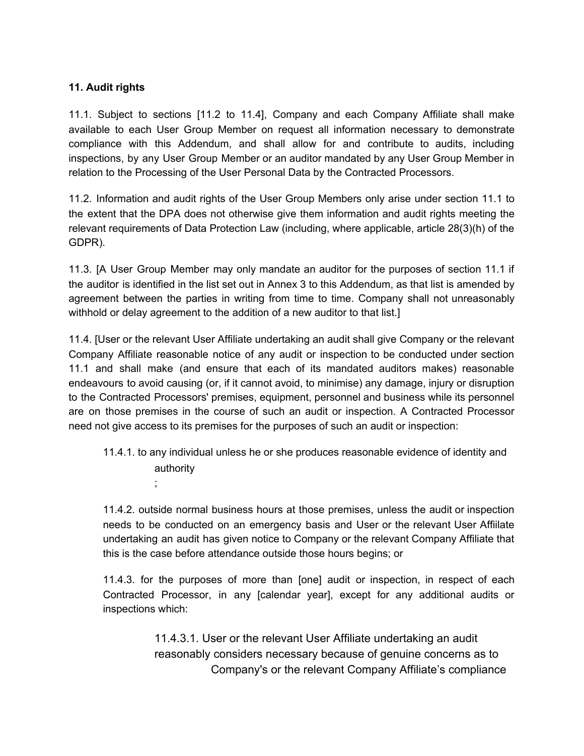**11. Audit rights**

11.1. Subject to sections [11.2 to 11.4], Company and each Company Affiliate shall make available to each User Group Member on request all information necessary to demonstrate compliance with this Addendum, and shall allow for and contribute to audits, including inspections, by any User Group Member or an auditor mandated by any User Group Member in relation to the Processing of the User Personal Data by the Contracted Processors.

11.2. Information and audit rights of the User Group Members only arise under section 11.1 to the extent that the DPA does not otherwise give them information and audit rights meeting the relevant requirements of Data Protection Law (including, where applicable, article 28(3)(h) of the GDPR).

11.3. [A User Group Member may only mandate an auditor for the purposes of section 11.1 if the auditor is identified in the list set out in Annex 3 to this Addendum, as that list is amended by agreement between the parties in writing from time to time. Company shall not unreasonably withhold or delay agreement to the addition of a new auditor to that list.]

11.4. [User or the relevant User Affiliate undertaking an audit shall give Company or the relevant Company Affiliate reasonable notice of any audit or inspection to be conducted under section 11.1 and shall make (and ensure that each of its mandated auditors makes) reasonable endeavours to avoid causing (or, if it cannot avoid, to minimise) any damage, injury or disruption to the Contracted Processors' premises, equipment, personnel and business while its personnel are on those premises in the course of such an audit or inspection. A Contracted Processor need not give access to its premises for the purposes of such an audit or inspection:

11.4.1. to any individual unless he or she produces reasonable evidence of identity and authority;

11.4.2. outside normal business hours at those premises, unless the audit or inspection needs to be conducted on an emergency basis and User or the relevant User Affiilate undertaking an audit has given notice to Company or the relevant Company Affiliate that this is the case before attendance outside those hours begins; or

11.4.3. for the purposes of more than [one] audit or inspection, in respect of each Contracted Processor, in any [calendar year], except for any additional audits or inspections which:

11.4.3.1. User or the relevant User Affiliate undertaking an audit reasonably considers necessary because of genuine concerns as to Company's or the relevant Company Affiliate's compliance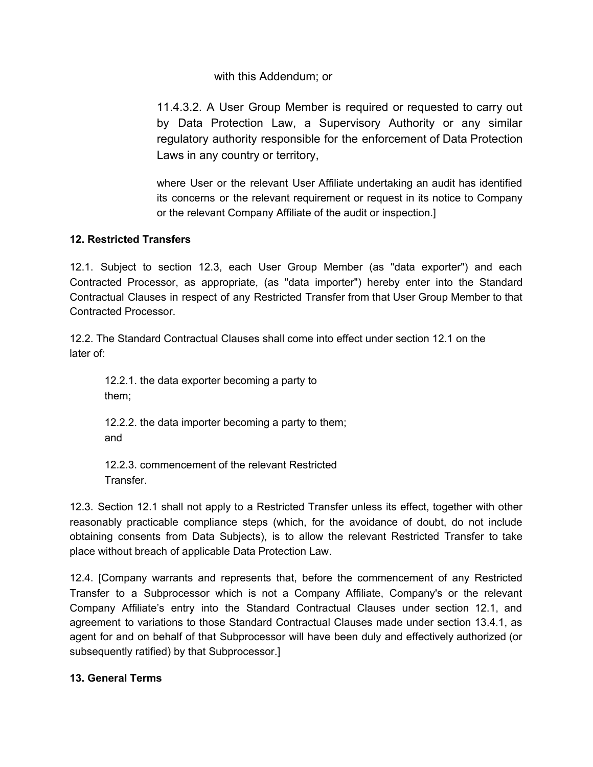with this Addendum; or

11.4.3.2. A User Group Member is required or requested to carry out by Data Protection Law, a Supervisory Authority or any similar regulatory authority responsible for the enforcement of Data Protection Laws in any country or territory,

where User or the relevant User Affiliate undertaking an audit has identified its concerns or the relevant requirement or request in its notice to Company or the relevant Company Affiliate of the audit or inspection.]

**12. Restricted Transfers**

12.1. Subject to section 12.3, each User Group Member (as "data exporter") and each Contracted Processor, as appropriate, (as "data importer") hereby enter into the Standard Contractual Clauses in respect of any Restricted Transfer from that User Group Member to that Contracted Processor.

12.2. The Standard Contractual Clauses shall come into effect under section 12.1 on the later of:

12.2.1. the data exporter becoming a party to them;

12.2.2. the data importer becoming a party to them; and

12.2.3. commencement of the relevant Restricted Transfer.

12.3. Section 12.1 shall not apply to a Restricted Transfer unless its effect, together with other reasonably practicable compliance steps (which, for the avoidance of doubt, do not include obtaining consents from Data Subjects), is to allow the relevant Restricted Transfer to take place without breach of applicable Data Protection Law.

12.4. [Company warrants and represents that, before the commencement of any Restricted Transfer to a Subprocessor which is not a Company Affiliate, Company's or the relevant Company Affiliate's entry into the Standard Contractual Clauses under section 12.1, and agreement to variations to those Standard Contractual Clauses made under section 13.4.1, as agent for and on behalf of that Subprocessor will have been duly and effectively authorized (or subsequently ratified) by that Subprocessor.]

**13. General Terms**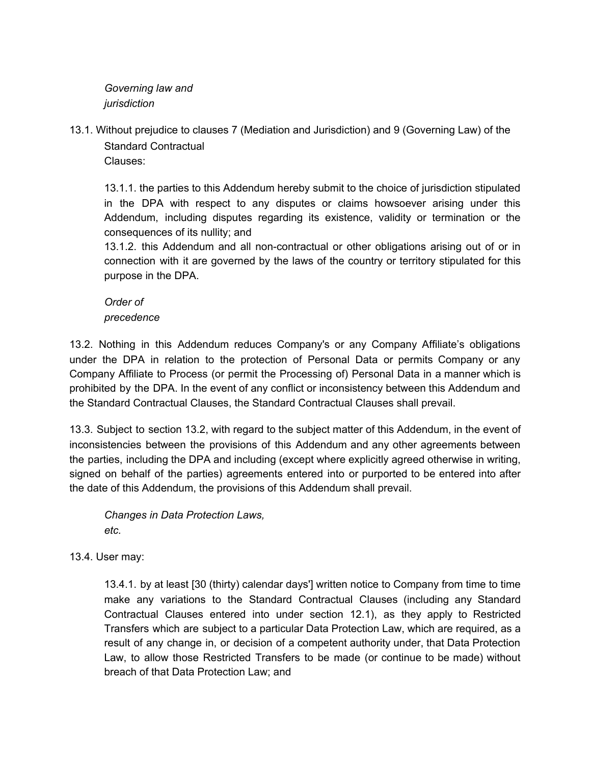*Governing law and jurisdiction*

13.1. Without prejudice to clauses 7 (Mediation and Jurisdiction) and 9 (Governing Law) of the Standard Contractual Clauses:

13.1.1. the parties to this Addendum hereby submit to the choice of jurisdiction stipulated in the DPA with respect to any disputes or claims howsoever arising under this Addendum, including disputes regarding its existence, validity or termination or the consequences of its nullity; and

13.1.2. this Addendum and all non-contractual or other obligations arising out of or in connection with it are governed by the laws of the country or territory stipulated for this purpose in the DPA.

*Order of precedence*

13.2. Nothing in this Addendum reduces Company's or any Company Affiliate's obligations under the DPA in relation to the protection of Personal Data or permits Company or any Company Affiliate to Process (or permit the Processing of) Personal Data in a manner which is prohibited by the DPA. In the event of any conflict or inconsistency between this Addendum and the Standard Contractual Clauses, the Standard Contractual Clauses shall prevail.

13.3. Subject to section 13.2, with regard to the subject matter of this Addendum, in the event of inconsistencies between the provisions of this Addendum and any other agreements between the parties, including the DPA and including (except where explicitly agreed otherwise in writing, signed on behalf of the parties) agreements entered into or purported to be entered into after the date of this Addendum, the provisions of this Addendum shall prevail.

*Changes in Data Protection Laws, etc.*

13.4. User may:

13.4.1. by at least [30 (thirty) calendar days'] written notice to Company from time to time make any variations to the Standard Contractual Clauses (including any Standard Contractual Clauses entered into under section 12.1), as they apply to Restricted Transfers which are subject to a particular Data Protection Law, which are required, as a result of any change in, or decision of a competent authority under, that Data Protection Law, to allow those Restricted Transfers to be made (or continue to be made) without breach of that Data Protection Law; and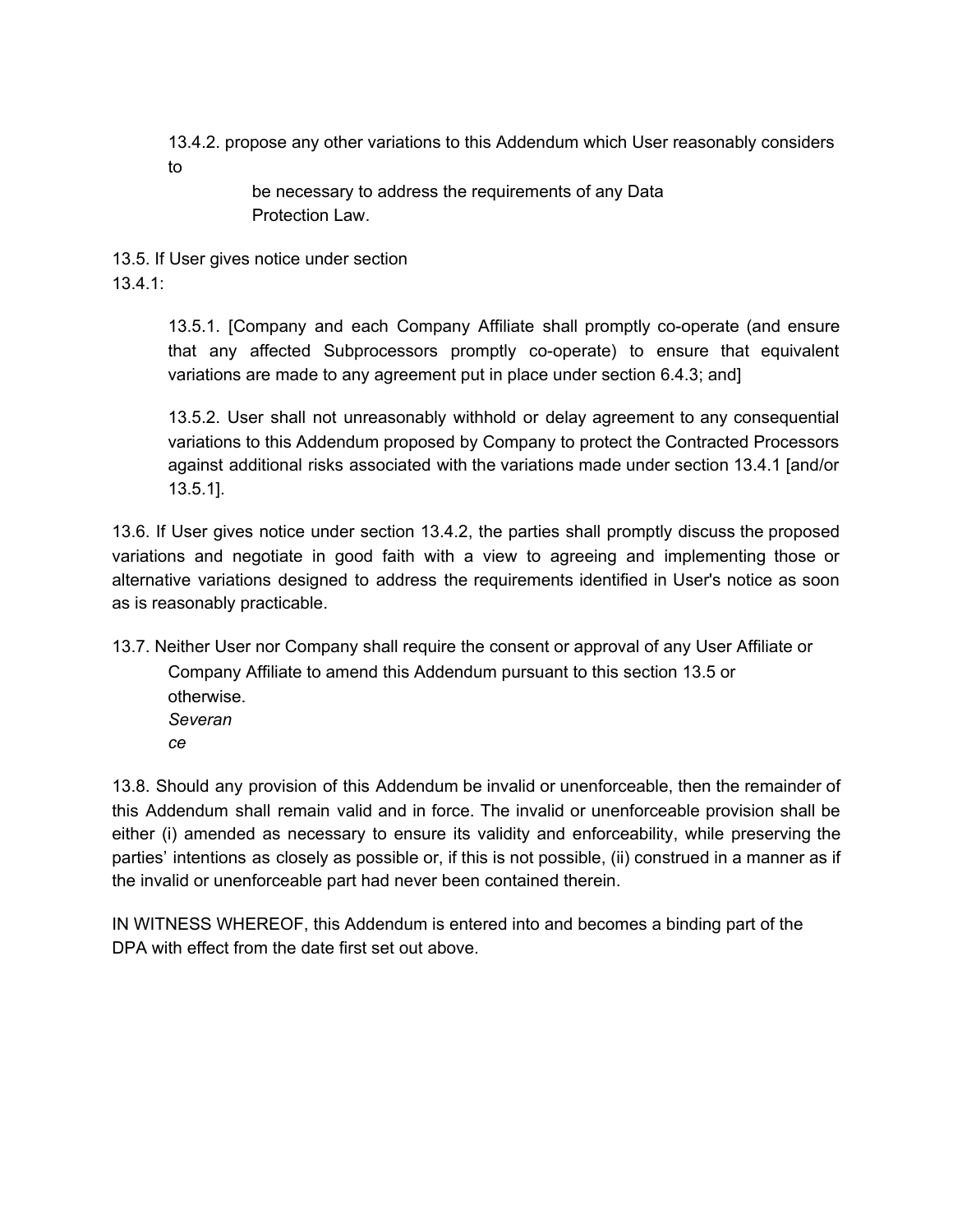13.4.2. propose any other variations to this Addendum which User reasonably considers to be necessary to address the requirements of any Data Protection Law.

13.5. If User gives notice under section 13.4.1:

13.5.1. [Company and each Company Affiliate shall promptly co-operate (and ensure that any affected Subprocessors promptly co-operate) to ensure that equivalent variations are made to any agreement put in place under section 6.4.3; and]

13.5.2. User shall not unreasonably withhold or delay agreement to any consequential variations to this Addendum proposed by Company to protect the Contracted Processors against additional risks associated with the variations made under section 13.4.1 [and/or 13.5.1].

13.6. If User gives notice under section 13.4.2, the parties shall promptly discuss the proposed variations and negotiate in good faith with a view to agreeing and implementing those or alternative variations designed to address the requirements identified in User's notice as soon as is reasonably practicable.

13.7. Neither User nor Company shall require the consent or approval of any User Affiliate or Company Affiliate to amend this Addendum pursuant to this section 13.5 or otherwise.

*Severance*

13.8. Should any provision of this Addendum be invalid or unenforceable, then the remainder of this Addendum shall remain valid and in force. The invalid or unenforceable provision shall be either (i) amended as necessary to ensure its validity and enforceability, while preserving the parties' intentions as closely as possible or, if this is not possible, (ii) construed in a manner as if the invalid or unenforceable part had never been contained therein.

IN WITNESS WHEREOF, this Addendum is entered into and becomes a binding part of the DPA with effect from the date first set out above.